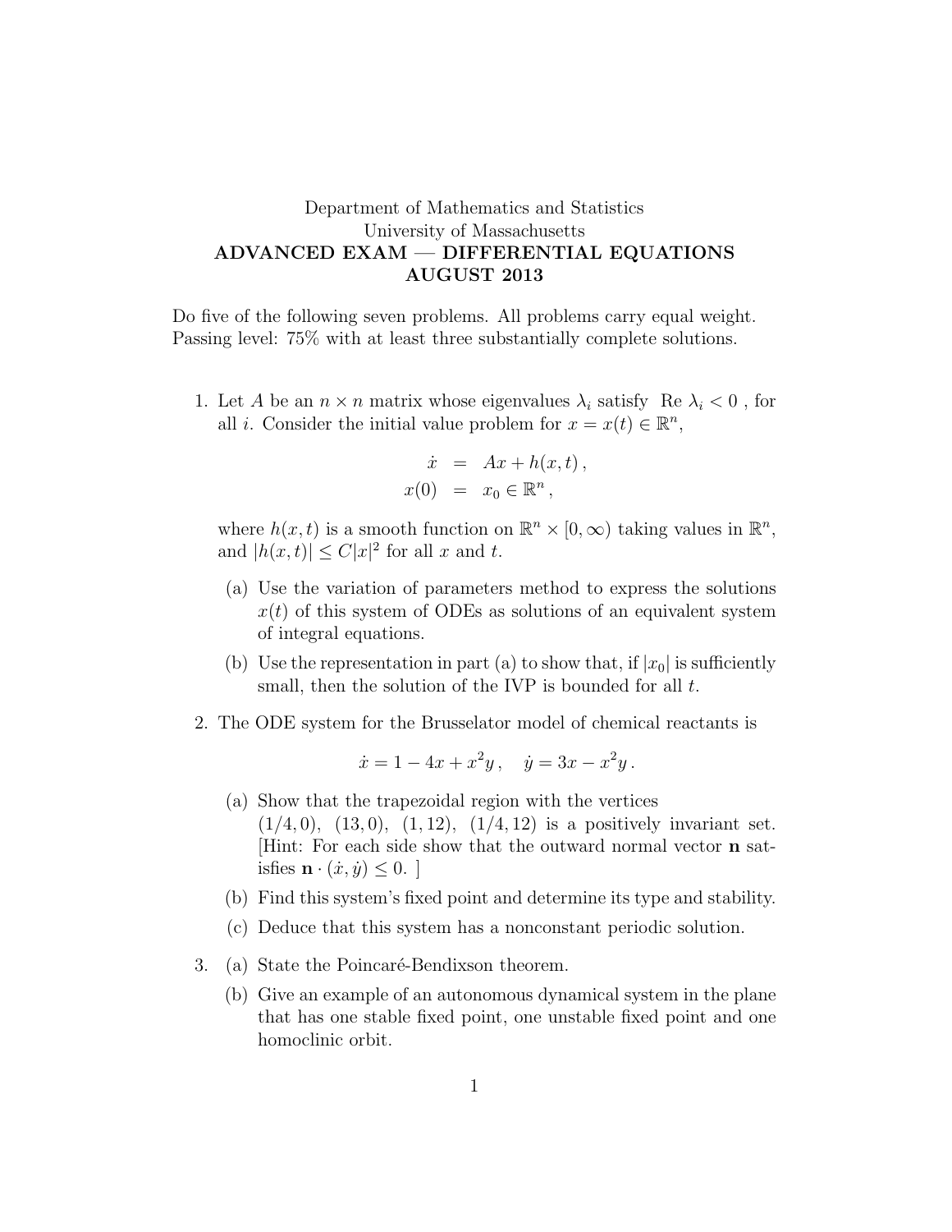Department of Mathematics and Statistics
University of Massachusetts

**ADVANCED EXAM — DIFFERENTIAL EQUATIONS**

**AUGUST 2013**

Do five of the following seven problems. All problems carry equal weight.
Passing level: 75% with at least three substantially complete solutions.

1. Let $A$ be an $n \times n$ matrix whose eigenvalues $\lambda_i$ satisfy $\text{Re } \lambda_i < 0$, for all $i$. Consider the initial value problem for $x = x(t) \in \mathbb{R}^n$,

$$\begin{aligned} \dot{x} &= Ax + h(x,t)\,, \\ x(0) &= x_0 \in \mathbb{R}^n\,, \end{aligned}$$

where $h(x,t)$ is a smooth function on $\mathbb{R}^n \times [0,\infty)$ taking values in $\mathbb{R}^n$, and $|h(x,t)| \leq C|x|^2$ for all $x$ and $t$.

   (a) Use the variation of parameters method to express the solutions $x(t)$ of this system of ODEs as solutions of an equivalent system of integral equations.

   (b) Use the representation in part (a) to show that, if $|x_0|$ is sufficiently small, then the solution of the IVP is bounded for all $t$.

2. The ODE system for the Brusselator model of chemical reactants is

$$\dot{x} = 1 - 4x + x^2 y\,, \quad \dot{y} = 3x - x^2 y\,.$$

   (a) Show that the trapezoidal region with the vertices $(1/4, 0)$, $(13, 0)$, $(1, 12)$, $(1/4, 12)$ is a positively invariant set. [Hint: For each side show that the outward normal vector $\mathbf{n}$ satisfies $\mathbf{n} \cdot (\dot{x}, \dot{y}) \leq 0$. ]

   (b) Find this system's fixed point and determine its type and stability.

   (c) Deduce that this system has a nonconstant periodic solution.

3. (a) State the Poincaré-Bendixson theorem.

   (b) Give an example of an autonomous dynamical system in the plane that has one stable fixed point, one unstable fixed point and one homoclinic orbit.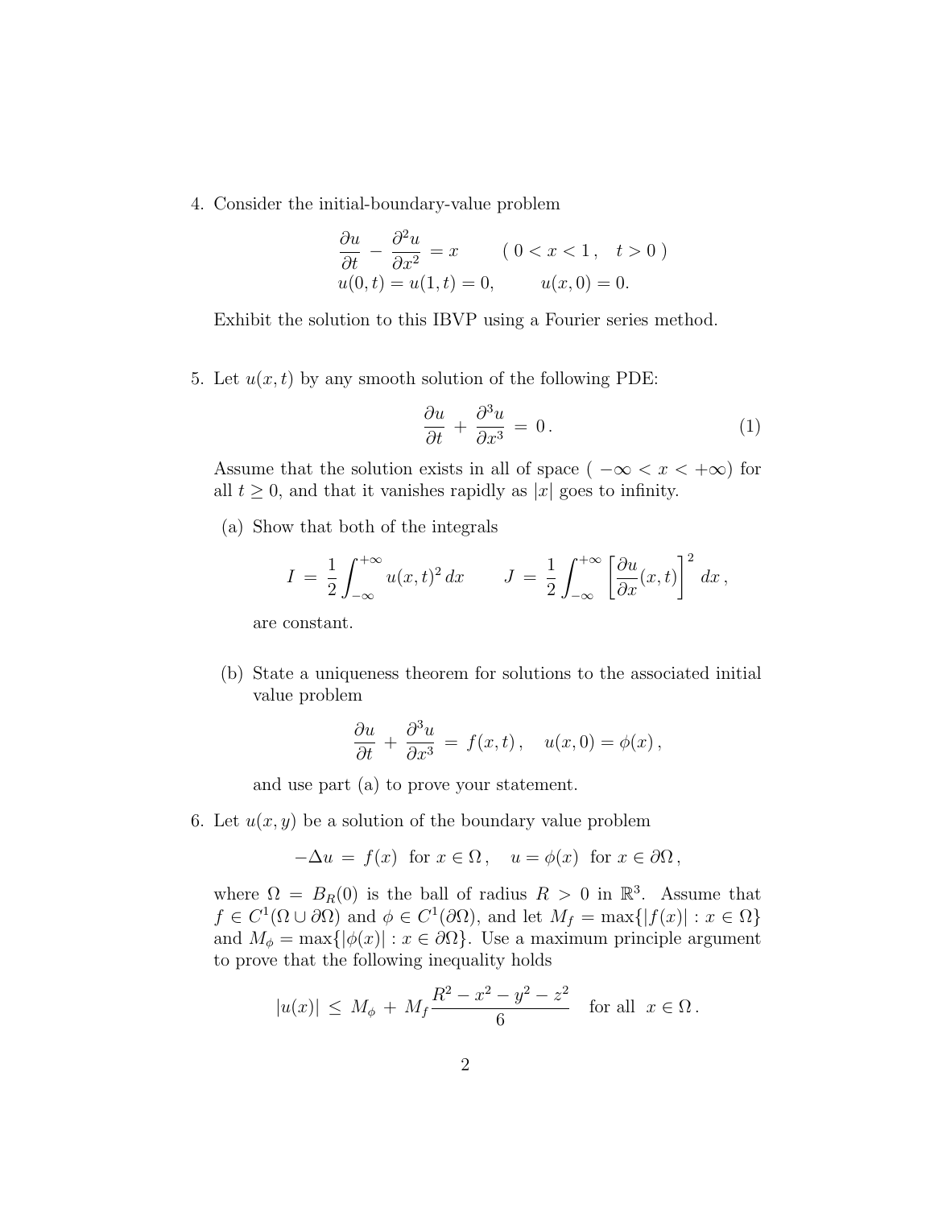4. Consider the initial-boundary-value problem

$$\frac{\partial u}{\partial t} - \frac{\partial^2 u}{\partial x^2} = x \qquad (\, 0 < x < 1\,, \quad t > 0\,)$$
$$u(0,t) = u(1,t) = 0, \qquad u(x,0) = 0.$$

Exhibit the solution to this IBVP using a Fourier series method.

5. Let $u(x,t)$ by any smooth solution of the following PDE:

$$\frac{\partial u}{\partial t} + \frac{\partial^3 u}{\partial x^3} = 0\,. \tag{1}$$

Assume that the solution exists in all of space ( $-\infty < x < +\infty$) for all $t \geq 0$, and that it vanishes rapidly as $|x|$ goes to infinity.

(a) Show that both of the integrals

$$I = \frac{1}{2}\int_{-\infty}^{+\infty} u(x,t)^2\, dx \qquad J = \frac{1}{2}\int_{-\infty}^{+\infty} \left[\frac{\partial u}{\partial x}(x,t)\right]^2\, dx\,,$$

are constant.

(b) State a uniqueness theorem for solutions to the associated initial value problem

$$\frac{\partial u}{\partial t} + \frac{\partial^3 u}{\partial x^3} = f(x,t)\,, \quad u(x,0) = \phi(x)\,,$$

and use part (a) to prove your statement.

6. Let $u(x,y)$ be a solution of the boundary value problem

$$-\Delta u = f(x) \text{ for } x \in \Omega\,, \quad u = \phi(x) \text{ for } x \in \partial\Omega\,,$$

where $\Omega = B_R(0)$ is the ball of radius $R > 0$ in $\mathbb{R}^3$. Assume that $f \in C^1(\Omega \cup \partial\Omega)$ and $\phi \in C^1(\partial\Omega)$, and let $M_f = \max\{|f(x)| : x \in \Omega\}$ and $M_\phi = \max\{|\phi(x)| : x \in \partial\Omega\}$. Use a maximum principle argument to prove that the following inequality holds

$$|u(x)| \leq M_\phi + M_f \frac{R^2 - x^2 - y^2 - z^2}{6} \quad \text{for all } x \in \Omega\,.$$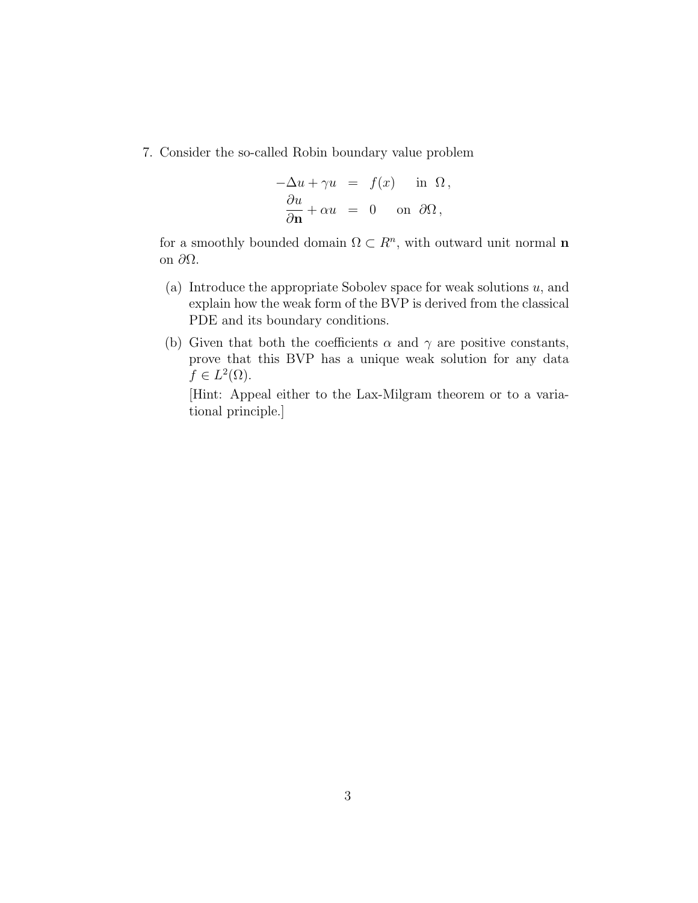7. Consider the so-called Robin boundary value problem

$$
\begin{aligned}
-\Delta u + \gamma u &= f(x) \quad \text{in } \Omega\,, \\
\frac{\partial u}{\partial \mathbf{n}} + \alpha u &= 0 \quad \text{on } \partial\Omega\,,
\end{aligned}
$$

for a smoothly bounded domain $\Omega \subset R^n$, with outward unit normal $\mathbf{n}$ on $\partial\Omega$.

   (a) Introduce the appropriate Sobolev space for weak solutions $u$, and explain how the weak form of the BVP is derived from the classical PDE and its boundary conditions.

   (b) Given that both the coefficients $\alpha$ and $\gamma$ are positive constants, prove that this BVP has a unique weak solution for any data $f \in L^2(\Omega)$.

   [Hint: Appeal either to the Lax-Milgram theorem or to a variational principle.]